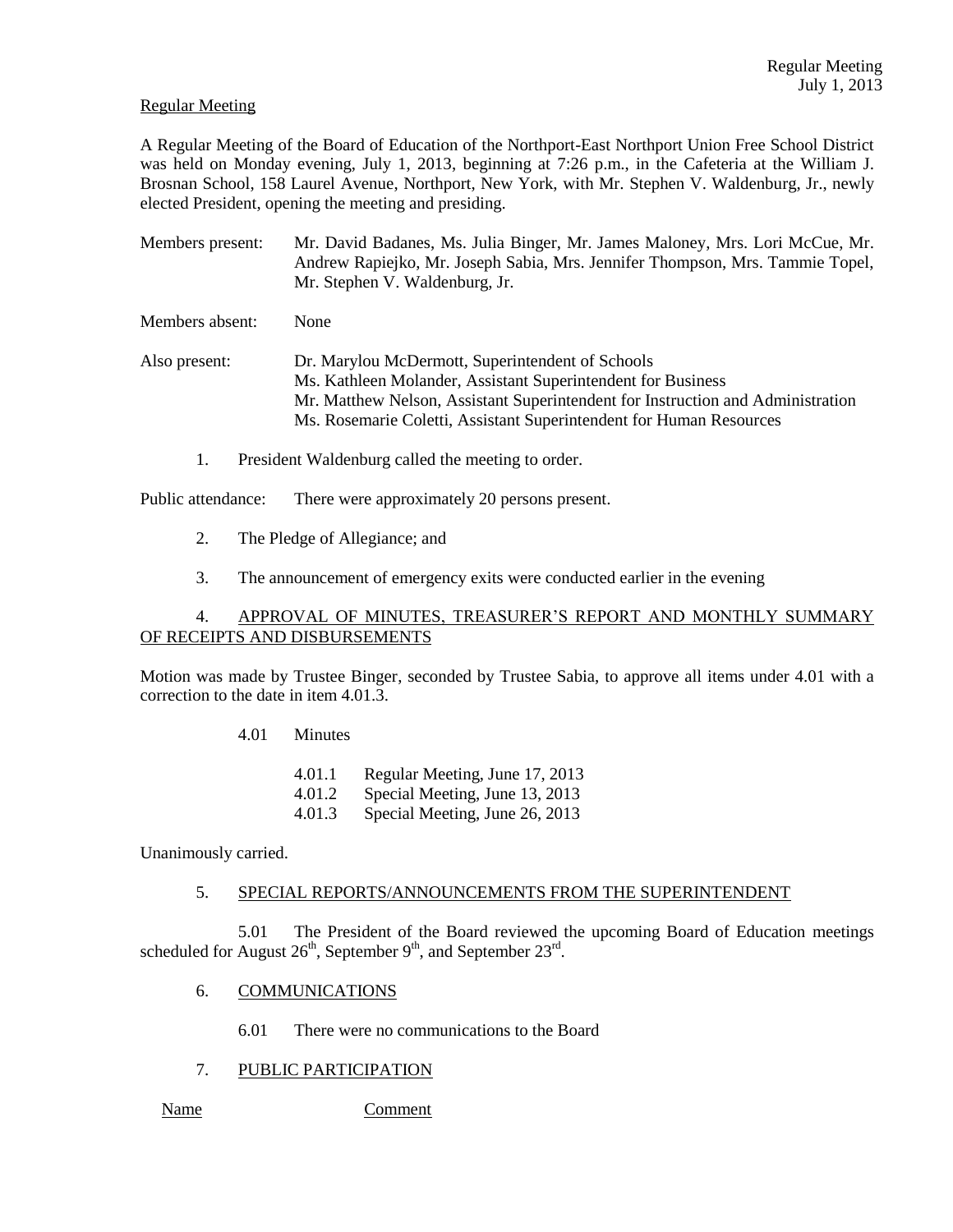Regular Meeting

A Regular Meeting of the Board of Education of the Northport-East Northport Union Free School District was held on Monday evening, July 1, 2013, beginning at 7:26 p.m., in the Cafeteria at the William J. Brosnan School, 158 Laurel Avenue, Northport, New York, with Mr. Stephen V. Waldenburg, Jr., newly elected President, opening the meeting and presiding.

Members present: Mr. David Badanes, Ms. Julia Binger, Mr. James Maloney, Mrs. Lori McCue, Mr. Andrew Rapiejko, Mr. Joseph Sabia, Mrs. Jennifer Thompson, Mrs. Tammie Topel, Mr. Stephen V. Waldenburg, Jr.

Members absent: None

Also present: Dr. Marylou McDermott, Superintendent of Schools
Ms. Kathleen Molander, Assistant Superintendent for Business
Mr. Matthew Nelson, Assistant Superintendent for Instruction and Administration
Ms. Rosemarie Coletti, Assistant Superintendent for Human Resources

1. President Waldenburg called the meeting to order.

Public attendance: There were approximately 20 persons present.

2. The Pledge of Allegiance; and

3. The announcement of emergency exits were conducted earlier in the evening

4. APPROVAL OF MINUTES, TREASURER'S REPORT AND MONTHLY SUMMARY OF RECEIPTS AND DISBURSEMENTS

Motion was made by Trustee Binger, seconded by Trustee Sabia, to approve all items under 4.01 with a correction to the date in item 4.01.3.

4.01 Minutes

4.01.1 Regular Meeting, June 17, 2013
4.01.2 Special Meeting, June 13, 2013
4.01.3 Special Meeting, June 26, 2013

Unanimously carried.

5. SPECIAL REPORTS/ANNOUNCEMENTS FROM THE SUPERINTENDENT

5.01 The President of the Board reviewed the upcoming Board of Education meetings scheduled for August 26th, September 9th, and September 23rd.

6. COMMUNICATIONS

6.01 There were no communications to the Board

7. PUBLIC PARTICIPATION

Name Comment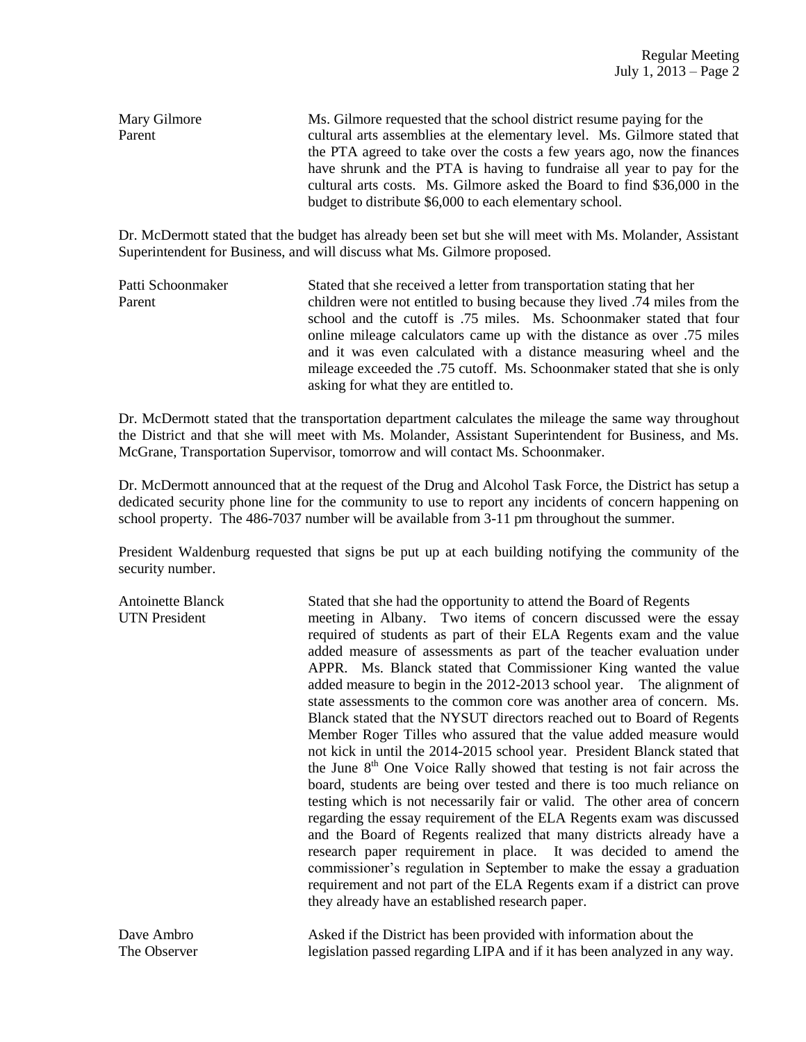Mary Gilmore
Parent

Ms. Gilmore requested that the school district resume paying for the cultural arts assemblies at the elementary level. Ms. Gilmore stated that the PTA agreed to take over the costs a few years ago, now the finances have shrunk and the PTA is having to fundraise all year to pay for the cultural arts costs. Ms. Gilmore asked the Board to find $36,000 in the budget to distribute $6,000 to each elementary school.

Dr. McDermott stated that the budget has already been set but she will meet with Ms. Molander, Assistant Superintendent for Business, and will discuss what Ms. Gilmore proposed.

Patti Schoonmaker
Parent

Stated that she received a letter from transportation stating that her children were not entitled to busing because they lived .74 miles from the school and the cutoff is .75 miles. Ms. Schoonmaker stated that four online mileage calculators came up with the distance as over .75 miles and it was even calculated with a distance measuring wheel and the mileage exceeded the .75 cutoff. Ms. Schoonmaker stated that she is only asking for what they are entitled to.

Dr. McDermott stated that the transportation department calculates the mileage the same way throughout the District and that she will meet with Ms. Molander, Assistant Superintendent for Business, and Ms. McGrane, Transportation Supervisor, tomorrow and will contact Ms. Schoonmaker.

Dr. McDermott announced that at the request of the Drug and Alcohol Task Force, the District has setup a dedicated security phone line for the community to use to report any incidents of concern happening on school property. The 486-7037 number will be available from 3-11 pm throughout the summer.

President Waldenburg requested that signs be put up at each building notifying the community of the security number.

Antoinette Blanck
UTN President

Stated that she had the opportunity to attend the Board of Regents meeting in Albany. Two items of concern discussed were the essay required of students as part of their ELA Regents exam and the value added measure of assessments as part of the teacher evaluation under APPR. Ms. Blanck stated that Commissioner King wanted the value added measure to begin in the 2012-2013 school year. The alignment of state assessments to the common core was another area of concern. Ms. Blanck stated that the NYSUT directors reached out to Board of Regents Member Roger Tilles who assured that the value added measure would not kick in until the 2014-2015 school year. President Blanck stated that the June 8th One Voice Rally showed that testing is not fair across the board, students are being over tested and there is too much reliance on testing which is not necessarily fair or valid. The other area of concern regarding the essay requirement of the ELA Regents exam was discussed and the Board of Regents realized that many districts already have a research paper requirement in place. It was decided to amend the commissioner's regulation in September to make the essay a graduation requirement and not part of the ELA Regents exam if a district can prove they already have an established research paper.

Dave Ambro
The Observer

Asked if the District has been provided with information about the legislation passed regarding LIPA and if it has been analyzed in any way.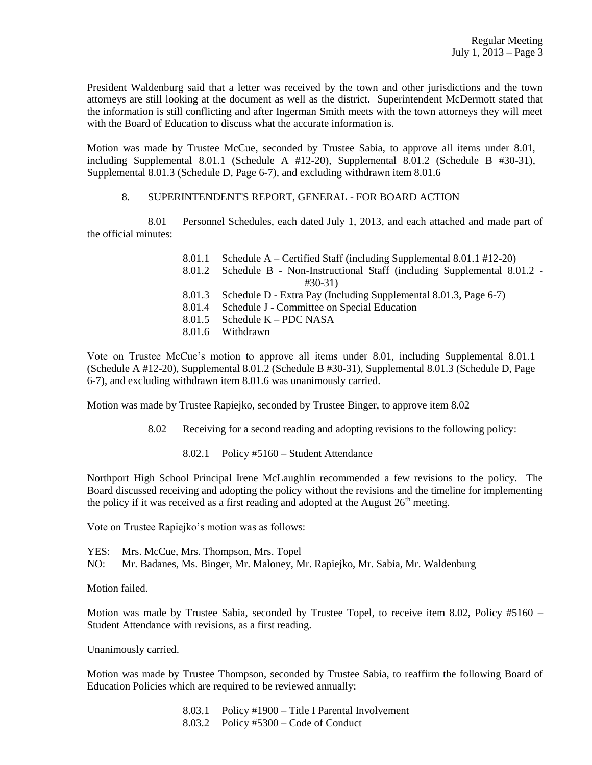President Waldenburg said that a letter was received by the town and other jurisdictions and the town attorneys are still looking at the document as well as the district. Superintendent McDermott stated that the information is still conflicting and after Ingerman Smith meets with the town attorneys they will meet with the Board of Education to discuss what the accurate information is.

Motion was made by Trustee McCue, seconded by Trustee Sabia, to approve all items under 8.01, including Supplemental 8.01.1 (Schedule A #12-20), Supplemental 8.01.2 (Schedule B #30-31), Supplemental 8.01.3 (Schedule D, Page 6-7), and excluding withdrawn item 8.01.6

8. SUPERINTENDENT'S REPORT, GENERAL - FOR BOARD ACTION

8.01 Personnel Schedules, each dated July 1, 2013, and each attached and made part of the official minutes:

- 8.01.1 Schedule A – Certified Staff (including Supplemental 8.01.1 #12-20)
- 8.01.2 Schedule B - Non-Instructional Staff (including Supplemental 8.01.2 - #30-31)
- 8.01.3 Schedule D - Extra Pay (Including Supplemental 8.01.3, Page 6-7)
- 8.01.4 Schedule J - Committee on Special Education
- 8.01.5 Schedule K – PDC NASA
- 8.01.6 Withdrawn

Vote on Trustee McCue's motion to approve all items under 8.01, including Supplemental 8.01.1 (Schedule A #12-20), Supplemental 8.01.2 (Schedule B #30-31), Supplemental 8.01.3 (Schedule D, Page 6-7), and excluding withdrawn item 8.01.6 was unanimously carried.

Motion was made by Trustee Rapiejko, seconded by Trustee Binger, to approve item 8.02

8.02 Receiving for a second reading and adopting revisions to the following policy:

8.02.1 Policy #5160 – Student Attendance

Northport High School Principal Irene McLaughlin recommended a few revisions to the policy. The Board discussed receiving and adopting the policy without the revisions and the timeline for implementing the policy if it was received as a first reading and adopted at the August 26th meeting.

Vote on Trustee Rapiejko's motion was as follows:

YES: Mrs. McCue, Mrs. Thompson, Mrs. Topel
NO: Mr. Badanes, Ms. Binger, Mr. Maloney, Mr. Rapiejko, Mr. Sabia, Mr. Waldenburg

Motion failed.

Motion was made by Trustee Sabia, seconded by Trustee Topel, to receive item 8.02, Policy #5160 – Student Attendance with revisions, as a first reading.

Unanimously carried.

Motion was made by Trustee Thompson, seconded by Trustee Sabia, to reaffirm the following Board of Education Policies which are required to be reviewed annually:

- 8.03.1 Policy #1900 – Title I Parental Involvement
- 8.03.2 Policy #5300 – Code of Conduct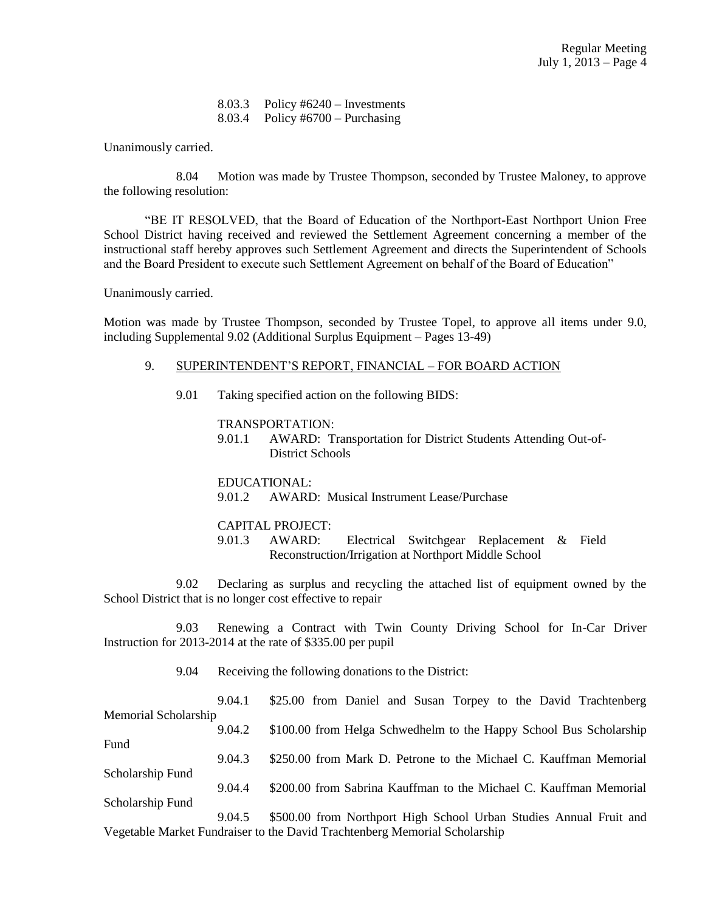8.03.3 Policy #6240 – Investments
8.03.4 Policy #6700 – Purchasing

Unanimously carried.

8.04 Motion was made by Trustee Thompson, seconded by Trustee Maloney, to approve the following resolution:

"BE IT RESOLVED, that the Board of Education of the Northport-East Northport Union Free School District having received and reviewed the Settlement Agreement concerning a member of the instructional staff hereby approves such Settlement Agreement and directs the Superintendent of Schools and the Board President to execute such Settlement Agreement on behalf of the Board of Education"

Unanimously carried.

Motion was made by Trustee Thompson, seconded by Trustee Topel, to approve all items under 9.0, including Supplemental 9.02 (Additional Surplus Equipment – Pages 13-49)

9. SUPERINTENDENT'S REPORT, FINANCIAL – FOR BOARD ACTION

9.01 Taking specified action on the following BIDS:

TRANSPORTATION:
9.01.1 AWARD: Transportation for District Students Attending Out-of-District Schools

EDUCATIONAL:
9.01.2 AWARD: Musical Instrument Lease/Purchase

CAPITAL PROJECT:
9.01.3 AWARD: Electrical Switchgear Replacement & Field Reconstruction/Irrigation at Northport Middle School

9.02 Declaring as surplus and recycling the attached list of equipment owned by the School District that is no longer cost effective to repair

9.03 Renewing a Contract with Twin County Driving School for In-Car Driver Instruction for 2013-2014 at the rate of $335.00 per pupil

9.04 Receiving the following donations to the District:

9.04.1 $25.00 from Daniel and Susan Torpey to the David Trachtenberg Memorial Scholarship

9.04.2 $100.00 from Helga Schwedhelm to the Happy School Bus Scholarship Fund

9.04.3 $250.00 from Mark D. Petrone to the Michael C. Kauffman Memorial Scholarship Fund

9.04.4 $200.00 from Sabrina Kauffman to the Michael C. Kauffman Memorial Scholarship Fund

9.04.5 $500.00 from Northport High School Urban Studies Annual Fruit and Vegetable Market Fundraiser to the David Trachtenberg Memorial Scholarship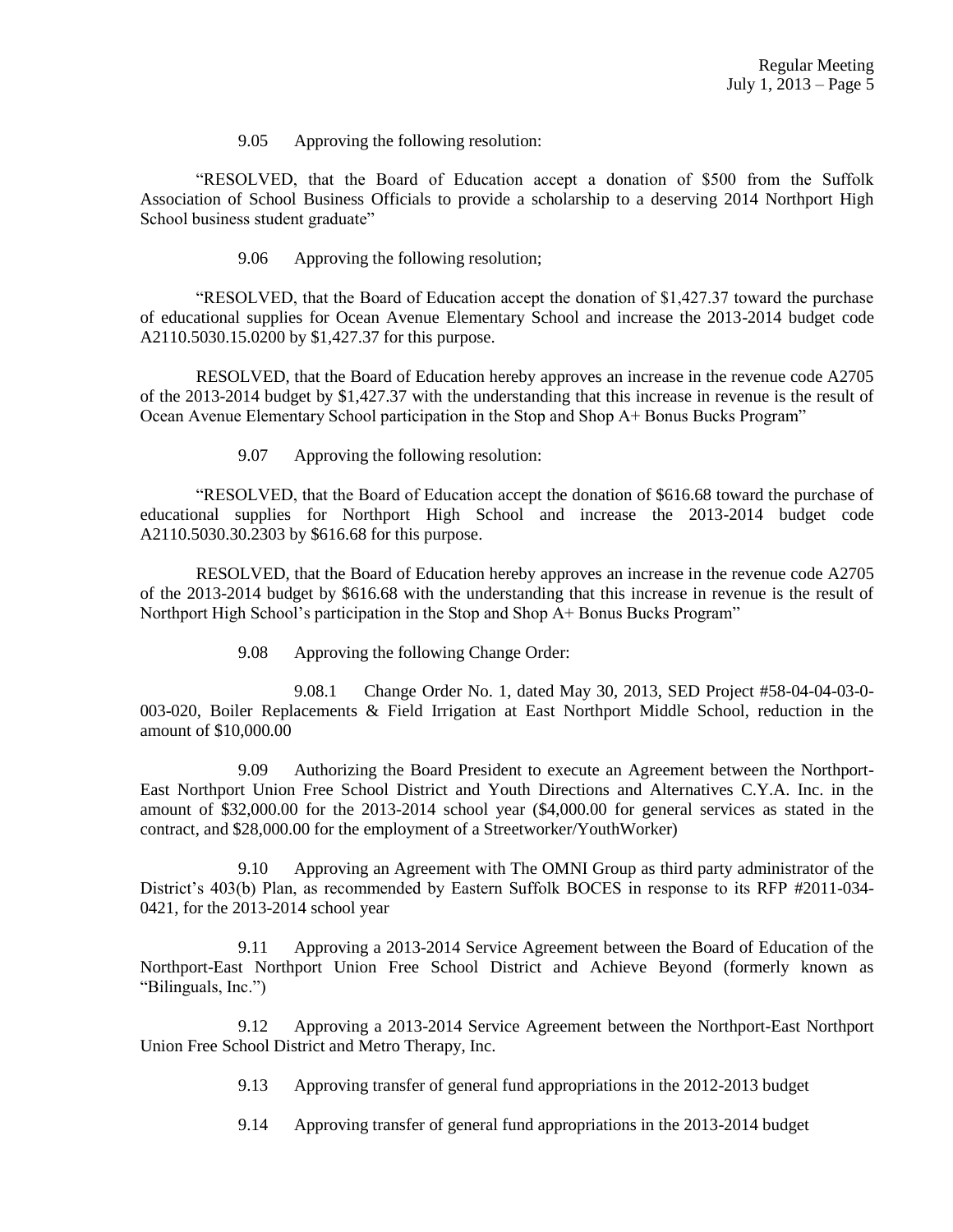9.05 Approving the following resolution:

"RESOLVED, that the Board of Education accept a donation of $500 from the Suffolk Association of School Business Officials to provide a scholarship to a deserving 2014 Northport High School business student graduate"

9.06 Approving the following resolution;

"RESOLVED, that the Board of Education accept the donation of $1,427.37 toward the purchase of educational supplies for Ocean Avenue Elementary School and increase the 2013-2014 budget code A2110.5030.15.0200 by $1,427.37 for this purpose.

RESOLVED, that the Board of Education hereby approves an increase in the revenue code A2705 of the 2013-2014 budget by $1,427.37 with the understanding that this increase in revenue is the result of Ocean Avenue Elementary School participation in the Stop and Shop A+ Bonus Bucks Program"

9.07 Approving the following resolution:

"RESOLVED, that the Board of Education accept the donation of $616.68 toward the purchase of educational supplies for Northport High School and increase the 2013-2014 budget code A2110.5030.30.2303 by $616.68 for this purpose.

RESOLVED, that the Board of Education hereby approves an increase in the revenue code A2705 of the 2013-2014 budget by $616.68 with the understanding that this increase in revenue is the result of Northport High School's participation in the Stop and Shop A+ Bonus Bucks Program"

9.08 Approving the following Change Order:

9.08.1 Change Order No. 1, dated May 30, 2013, SED Project #58-04-04-03-0-003-020, Boiler Replacements & Field Irrigation at East Northport Middle School, reduction in the amount of $10,000.00

9.09 Authorizing the Board President to execute an Agreement between the Northport-East Northport Union Free School District and Youth Directions and Alternatives C.Y.A. Inc. in the amount of $32,000.00 for the 2013-2014 school year ($4,000.00 for general services as stated in the contract, and $28,000.00 for the employment of a Streetworker/YouthWorker)

9.10 Approving an Agreement with The OMNI Group as third party administrator of the District's 403(b) Plan, as recommended by Eastern Suffolk BOCES in response to its RFP #2011-034-0421, for the 2013-2014 school year

9.11 Approving a 2013-2014 Service Agreement between the Board of Education of the Northport-East Northport Union Free School District and Achieve Beyond (formerly known as "Bilinguals, Inc.")

9.12 Approving a 2013-2014 Service Agreement between the Northport-East Northport Union Free School District and Metro Therapy, Inc.

9.13 Approving transfer of general fund appropriations in the 2012-2013 budget

9.14 Approving transfer of general fund appropriations in the 2013-2014 budget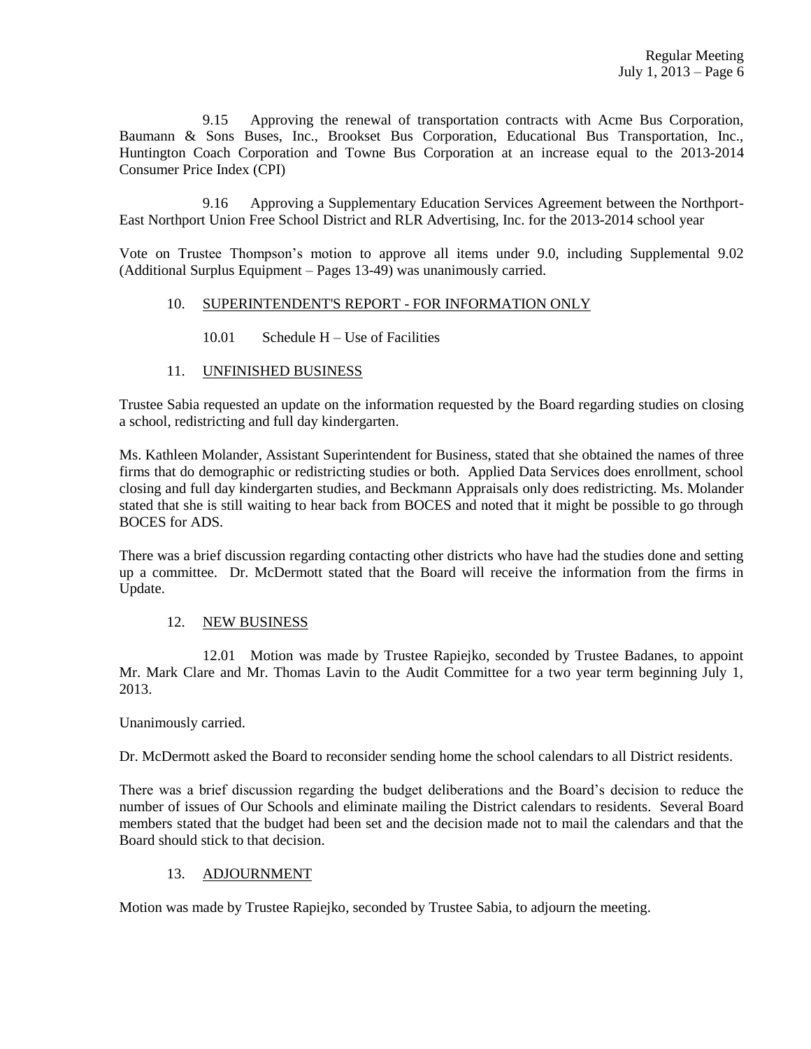9.15 Approving the renewal of transportation contracts with Acme Bus Corporation, Baumann & Sons Buses, Inc., Brookset Bus Corporation, Educational Bus Transportation, Inc., Huntington Coach Corporation and Towne Bus Corporation at an increase equal to the 2013-2014 Consumer Price Index (CPI)

9.16 Approving a Supplementary Education Services Agreement between the Northport-East Northport Union Free School District and RLR Advertising, Inc. for the 2013-2014 school year

Vote on Trustee Thompson's motion to approve all items under 9.0, including Supplemental 9.02 (Additional Surplus Equipment – Pages 13-49) was unanimously carried.

10. <u>SUPERINTENDENT'S REPORT - FOR INFORMATION ONLY</u>

10.01 Schedule H – Use of Facilities

11. <u>UNFINISHED BUSINESS</u>

Trustee Sabia requested an update on the information requested by the Board regarding studies on closing a school, redistricting and full day kindergarten.

Ms. Kathleen Molander, Assistant Superintendent for Business, stated that she obtained the names of three firms that do demographic or redistricting studies or both. Applied Data Services does enrollment, school closing and full day kindergarten studies, and Beckmann Appraisals only does redistricting. Ms. Molander stated that she is still waiting to hear back from BOCES and noted that it might be possible to go through BOCES for ADS.

There was a brief discussion regarding contacting other districts who have had the studies done and setting up a committee. Dr. McDermott stated that the Board will receive the information from the firms in Update.

12. <u>NEW BUSINESS</u>

12.01 Motion was made by Trustee Rapiejko, seconded by Trustee Badanes, to appoint Mr. Mark Clare and Mr. Thomas Lavin to the Audit Committee for a two year term beginning July 1, 2013.

Unanimously carried.

Dr. McDermott asked the Board to reconsider sending home the school calendars to all District residents.

There was a brief discussion regarding the budget deliberations and the Board's decision to reduce the number of issues of Our Schools and eliminate mailing the District calendars to residents. Several Board members stated that the budget had been set and the decision made not to mail the calendars and that the Board should stick to that decision.

13. <u>ADJOURNMENT</u>

Motion was made by Trustee Rapiejko, seconded by Trustee Sabia, to adjourn the meeting.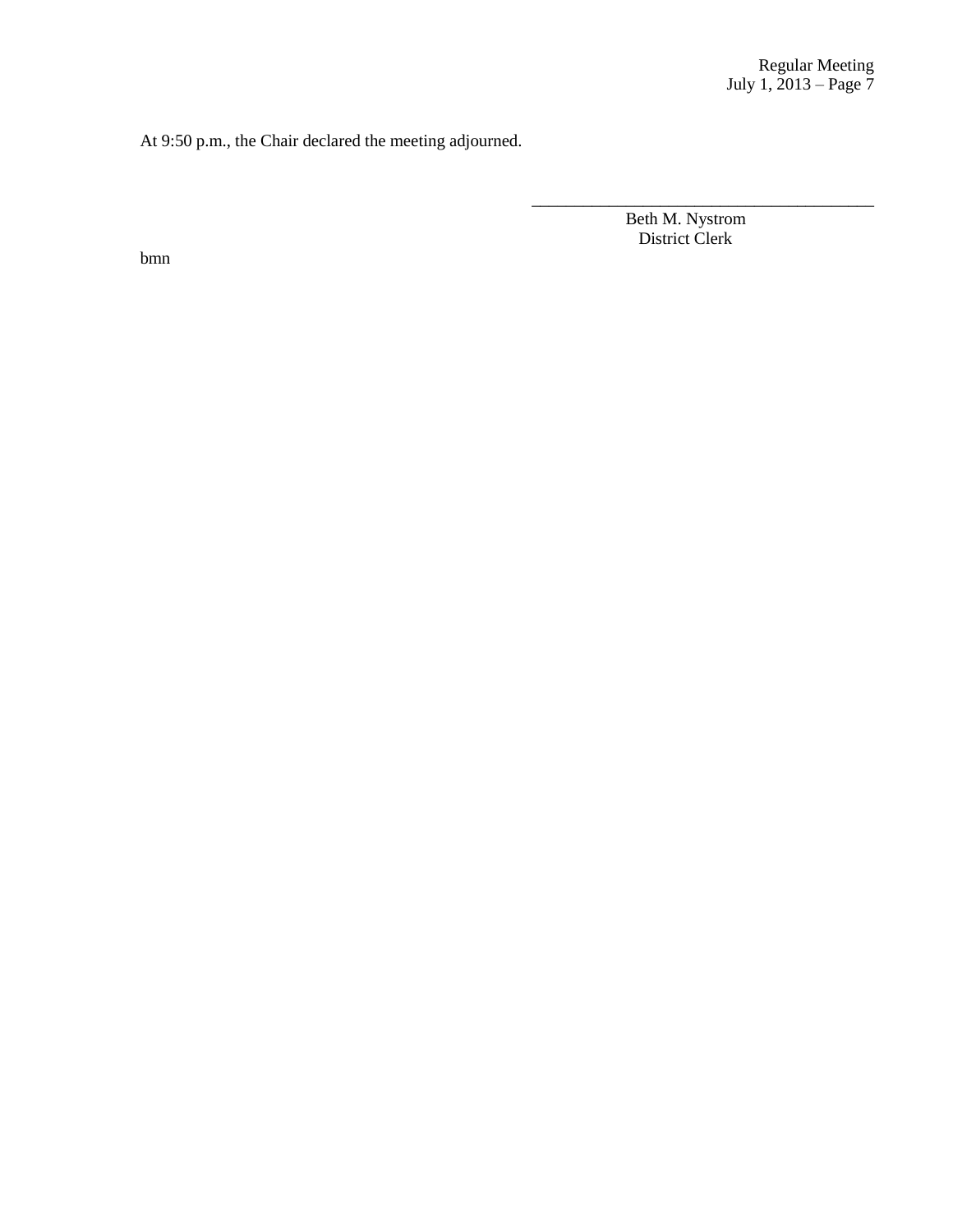At 9:50 p.m., the Chair declared the meeting adjourned.

\_\_\_\_\_\_\_\_\_\_\_\_\_\_\_\_\_\_\_\_\_\_\_\_\_\_\_\_\_\_\_\_\_\_\_\_\_\_\_\_

Beth M. Nystrom
District Clerk

bmn